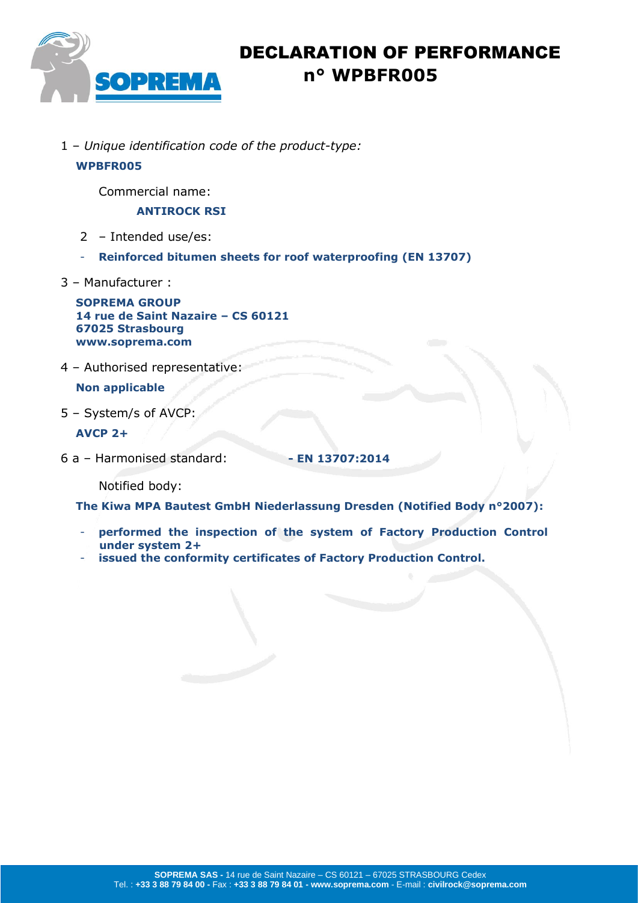# DECLARATION OF PERFORMANCE
# n° WPBFR005

1 – *Unique identification code of the product-type:*

**WPBFR005**

Commercial name:

**ANTIROCK RSI**

2 – Intended use/es:

- **Reinforced bitumen sheets for roof waterproofing (EN 13707)**

3 – Manufacturer :

**SOPREMA GROUP**
**14 rue de Saint Nazaire – CS 60121**
**67025 Strasbourg**
**www.soprema.com**

4 – Authorised representative:

**Non applicable**

5 – System/s of AVCP:

**AVCP 2+**

6 a – Harmonised standard: **- EN 13707:2014**

Notified body:

**The Kiwa MPA Bautest GmbH Niederlassung Dresden (Notified Body n°2007):**

- **performed the inspection of the system of Factory Production Control under system 2+**
- **issued the conformity certificates of Factory Production Control.**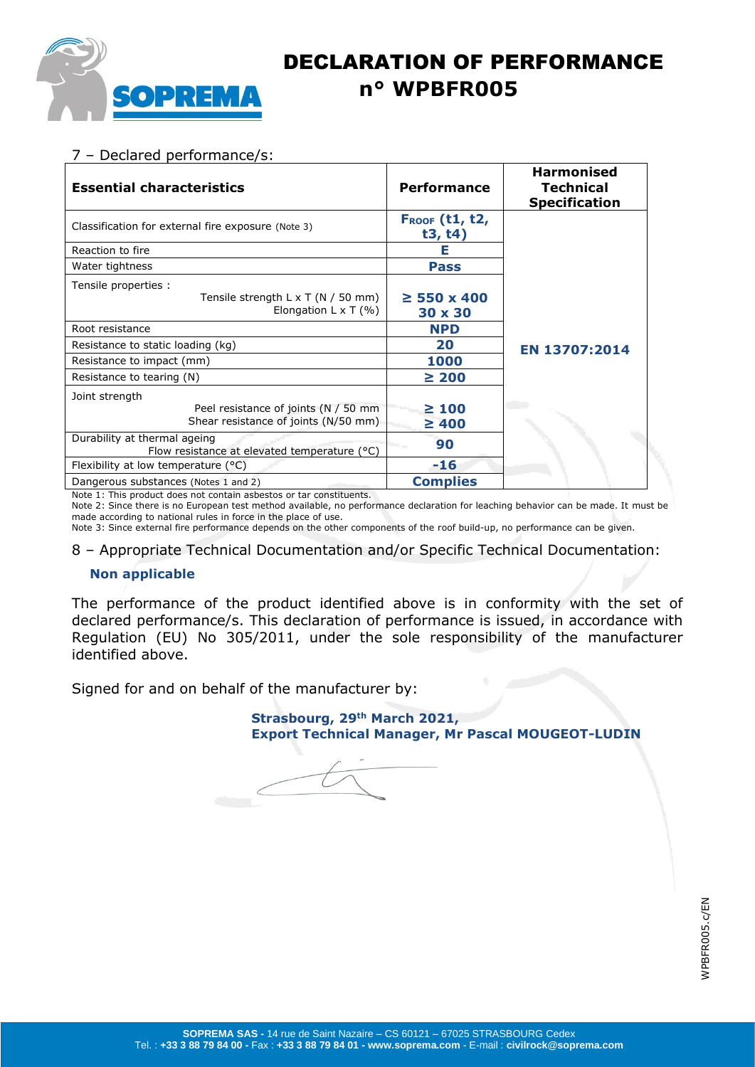# DECLARATION OF PERFORMANCE n° WPBFR005

7 – Declared performance/s:

| Essential characteristics | Performance | Harmonised Technical Specification |
|---|---|---|
| Classification for external fire exposure (Note 3) | **$F_{ROOF}$ (t1, t2, t3, t4)** | |
| Reaction to fire | **E** | |
| Water tightness | **Pass** | |
| Tensile properties : Tensile strength L x T (N / 50 mm) Elongation L x T (%) | **≥ 550 x 400** **30 x 30** | |
| Root resistance | **NPD** | |
| Resistance to static loading (kg) | **20** | **EN 13707:2014** |
| Resistance to impact (mm) | **1000** | |
| Resistance to tearing (N) | **≥ 200** | |
| Joint strength Peel resistance of joints (N / 50 mm Shear resistance of joints (N/50 mm) | **≥ 100** **≥ 400** | |
| Durability at thermal ageing Flow resistance at elevated temperature (°C) | **90** | |
| Flexibility at low temperature (°C) | **-16** | |
| Dangerous substances (Notes 1 and 2) | **Complies** | |

Note 1: This product does not contain asbestos or tar constituents.
Note 2: Since there is no European test method available, no performance declaration for leaching behavior can be made. It must be made according to national rules in force in the place of use.
Note 3: Since external fire performance depends on the other components of the roof build-up, no performance can be given.

8 – Appropriate Technical Documentation and/or Specific Technical Documentation:

**Non applicable**

The performance of the product identified above is in conformity with the set of declared performance/s. This declaration of performance is issued, in accordance with Regulation (EU) No 305/2011, under the sole responsibility of the manufacturer identified above.

Signed for and on behalf of the manufacturer by:

**Strasbourg, 29th March 2021,**
**Export Technical Manager, Mr Pascal MOUGEOT-LUDIN**

WPBFR005.c/EN

**SOPREMA SAS -** 14 rue de Saint Nazaire – CS 60121 – 67025 STRASBOURG Cedex
Tel. : **+33 3 88 79 84 00 -** Fax : **+33 3 88 79 84 01 - www.soprema.com** - E-mail : **civilrock@soprema.com**